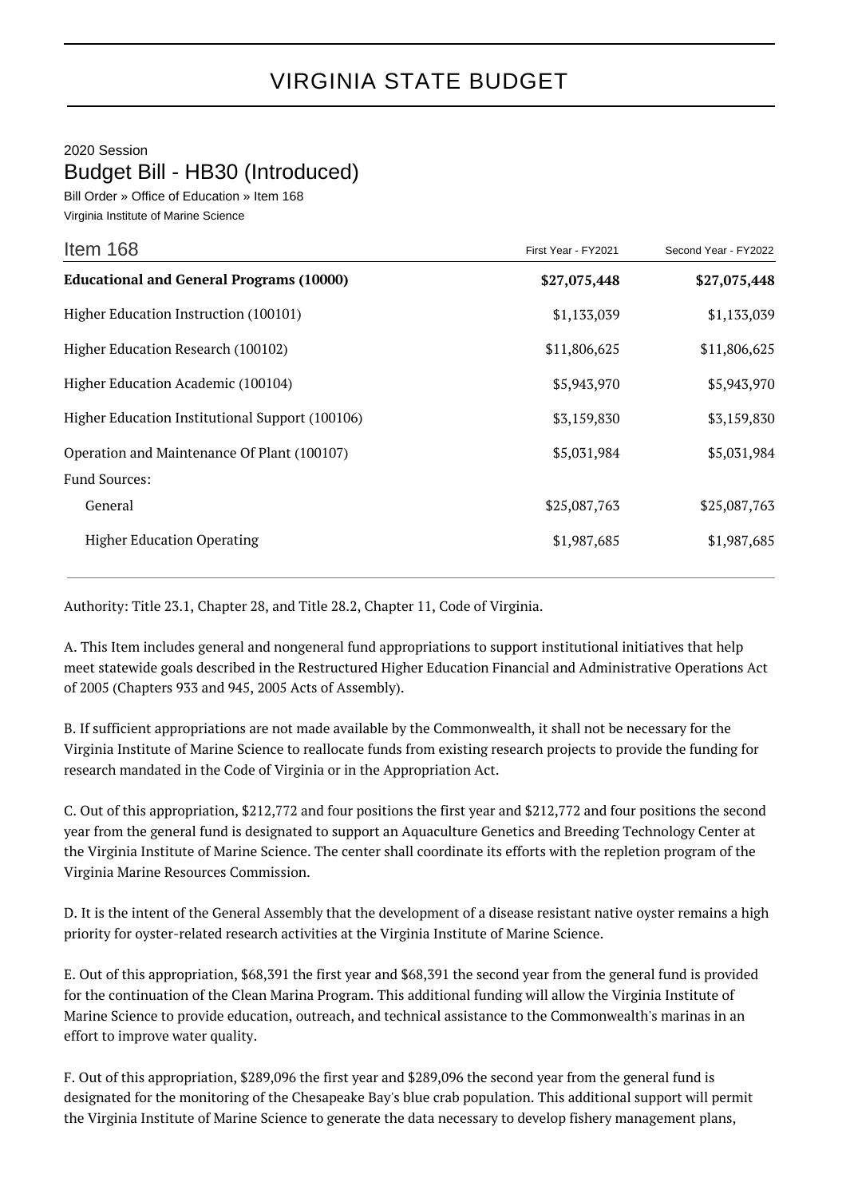# VIRGINIA STATE BUDGET

2020 Session

## Budget Bill - HB30 (Introduced)

Bill Order » Office of Education » Item 168

Virginia Institute of Marine Science

| Item 168 | First Year - FY2021 | Second Year - FY2022 |
|---|---|---|
| **Educational and General Programs (10000)** | **$27,075,448** | **$27,075,448** |
| Higher Education Instruction (100101) | $1,133,039 | $1,133,039 |
| Higher Education Research (100102) | $11,806,625 | $11,806,625 |
| Higher Education Academic (100104) | $5,943,970 | $5,943,970 |
| Higher Education Institutional Support (100106) | $3,159,830 | $3,159,830 |
| Operation and Maintenance Of Plant (100107) | $5,031,984 | $5,031,984 |
| Fund Sources: | | |
| General | $25,087,763 | $25,087,763 |
| Higher Education Operating | $1,987,685 | $1,987,685 |

Authority: Title 23.1, Chapter 28, and Title 28.2, Chapter 11, Code of Virginia.

A. This Item includes general and nongeneral fund appropriations to support institutional initiatives that help meet statewide goals described in the Restructured Higher Education Financial and Administrative Operations Act of 2005 (Chapters 933 and 945, 2005 Acts of Assembly).

B. If sufficient appropriations are not made available by the Commonwealth, it shall not be necessary for the Virginia Institute of Marine Science to reallocate funds from existing research projects to provide the funding for research mandated in the Code of Virginia or in the Appropriation Act.

C. Out of this appropriation, $212,772 and four positions the first year and $212,772 and four positions the second year from the general fund is designated to support an Aquaculture Genetics and Breeding Technology Center at the Virginia Institute of Marine Science. The center shall coordinate its efforts with the repletion program of the Virginia Marine Resources Commission.

D. It is the intent of the General Assembly that the development of a disease resistant native oyster remains a high priority for oyster-related research activities at the Virginia Institute of Marine Science.

E. Out of this appropriation, $68,391 the first year and $68,391 the second year from the general fund is provided for the continuation of the Clean Marina Program. This additional funding will allow the Virginia Institute of Marine Science to provide education, outreach, and technical assistance to the Commonwealth's marinas in an effort to improve water quality.

F. Out of this appropriation, $289,096 the first year and $289,096 the second year from the general fund is designated for the monitoring of the Chesapeake Bay's blue crab population. This additional support will permit the Virginia Institute of Marine Science to generate the data necessary to develop fishery management plans,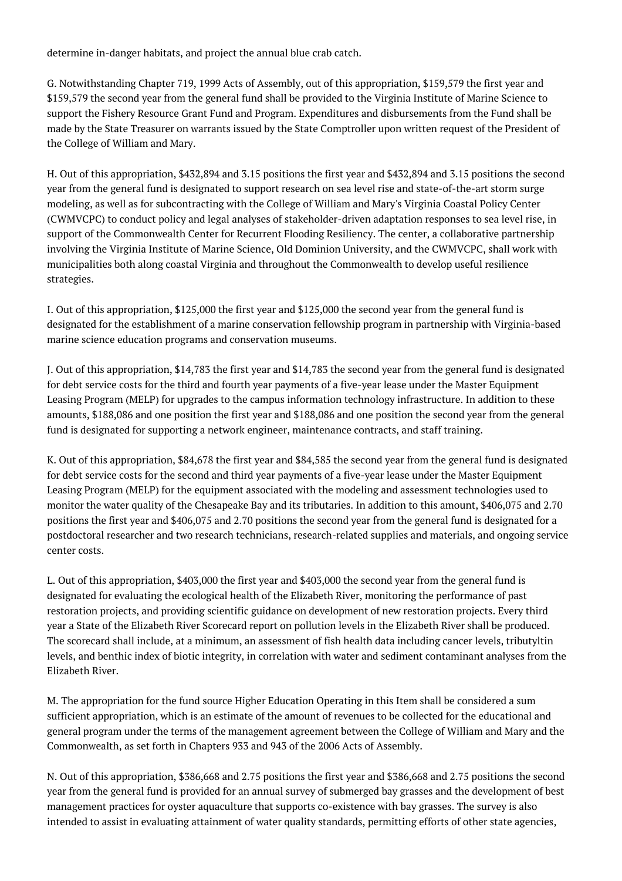determine in-danger habitats, and project the annual blue crab catch.

G. Notwithstanding Chapter 719, 1999 Acts of Assembly, out of this appropriation, $159,579 the first year and $159,579 the second year from the general fund shall be provided to the Virginia Institute of Marine Science to support the Fishery Resource Grant Fund and Program. Expenditures and disbursements from the Fund shall be made by the State Treasurer on warrants issued by the State Comptroller upon written request of the President of the College of William and Mary.

H. Out of this appropriation, $432,894 and 3.15 positions the first year and $432,894 and 3.15 positions the second year from the general fund is designated to support research on sea level rise and state-of-the-art storm surge modeling, as well as for subcontracting with the College of William and Mary's Virginia Coastal Policy Center (CWMVCPC) to conduct policy and legal analyses of stakeholder-driven adaptation responses to sea level rise, in support of the Commonwealth Center for Recurrent Flooding Resiliency. The center, a collaborative partnership involving the Virginia Institute of Marine Science, Old Dominion University, and the CWMVCPC, shall work with municipalities both along coastal Virginia and throughout the Commonwealth to develop useful resilience strategies.

I. Out of this appropriation, $125,000 the first year and $125,000 the second year from the general fund is designated for the establishment of a marine conservation fellowship program in partnership with Virginia-based marine science education programs and conservation museums.

J. Out of this appropriation, $14,783 the first year and $14,783 the second year from the general fund is designated for debt service costs for the third and fourth year payments of a five-year lease under the Master Equipment Leasing Program (MELP) for upgrades to the campus information technology infrastructure. In addition to these amounts, $188,086 and one position the first year and $188,086 and one position the second year from the general fund is designated for supporting a network engineer, maintenance contracts, and staff training.

K. Out of this appropriation, $84,678 the first year and $84,585 the second year from the general fund is designated for debt service costs for the second and third year payments of a five-year lease under the Master Equipment Leasing Program (MELP) for the equipment associated with the modeling and assessment technologies used to monitor the water quality of the Chesapeake Bay and its tributaries. In addition to this amount, $406,075 and 2.70 positions the first year and $406,075 and 2.70 positions the second year from the general fund is designated for a postdoctoral researcher and two research technicians, research-related supplies and materials, and ongoing service center costs.

L. Out of this appropriation, $403,000 the first year and $403,000 the second year from the general fund is designated for evaluating the ecological health of the Elizabeth River, monitoring the performance of past restoration projects, and providing scientific guidance on development of new restoration projects. Every third year a State of the Elizabeth River Scorecard report on pollution levels in the Elizabeth River shall be produced. The scorecard shall include, at a minimum, an assessment of fish health data including cancer levels, tributyltin levels, and benthic index of biotic integrity, in correlation with water and sediment contaminant analyses from the Elizabeth River.

M. The appropriation for the fund source Higher Education Operating in this Item shall be considered a sum sufficient appropriation, which is an estimate of the amount of revenues to be collected for the educational and general program under the terms of the management agreement between the College of William and Mary and the Commonwealth, as set forth in Chapters 933 and 943 of the 2006 Acts of Assembly.

N. Out of this appropriation, $386,668 and 2.75 positions the first year and $386,668 and 2.75 positions the second year from the general fund is provided for an annual survey of submerged bay grasses and the development of best management practices for oyster aquaculture that supports co-existence with bay grasses. The survey is also intended to assist in evaluating attainment of water quality standards, permitting efforts of other state agencies,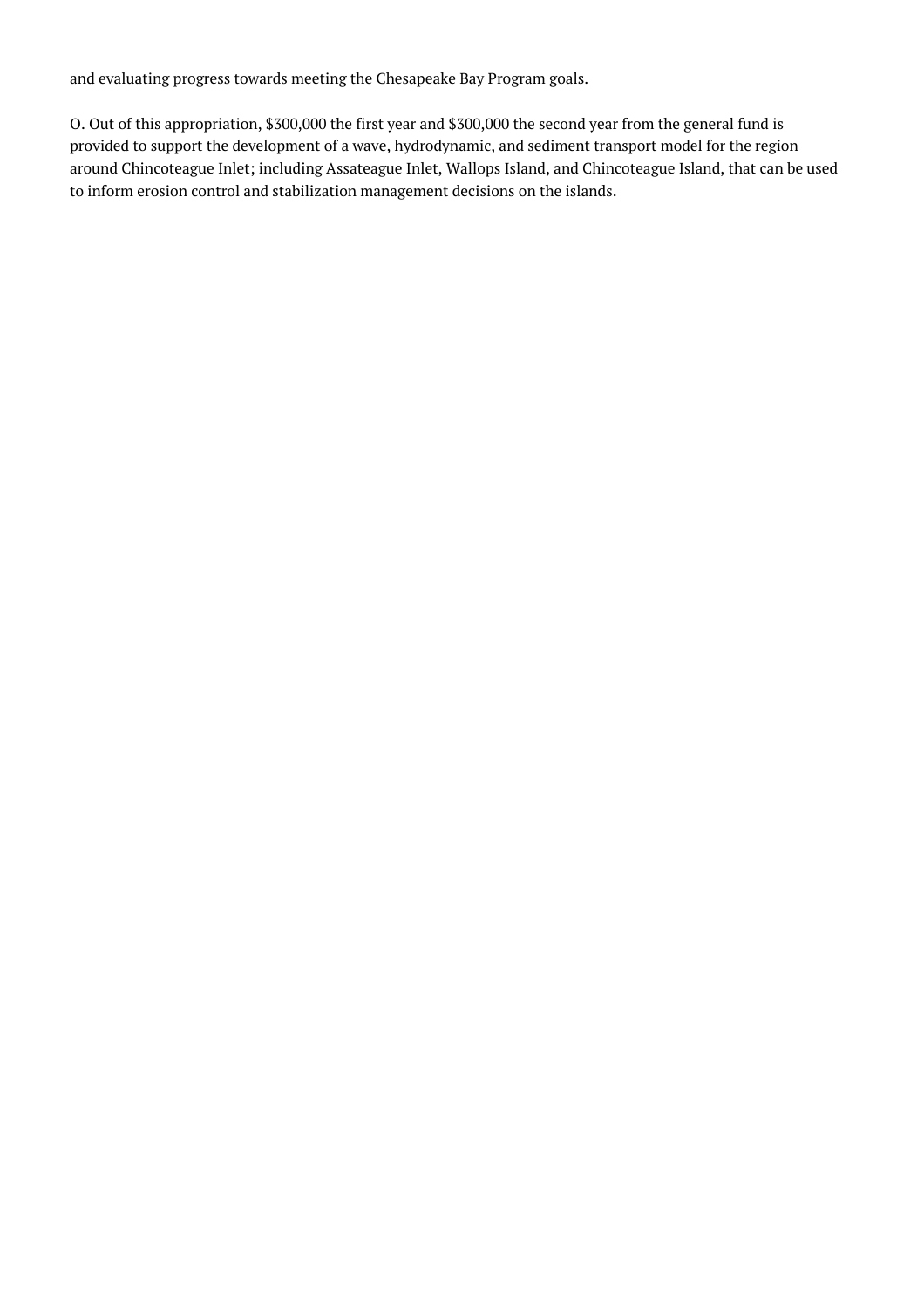and evaluating progress towards meeting the Chesapeake Bay Program goals.

O. Out of this appropriation, $300,000 the first year and $300,000 the second year from the general fund is provided to support the development of a wave, hydrodynamic, and sediment transport model for the region around Chincoteague Inlet; including Assateague Inlet, Wallops Island, and Chincoteague Island, that can be used to inform erosion control and stabilization management decisions on the islands.